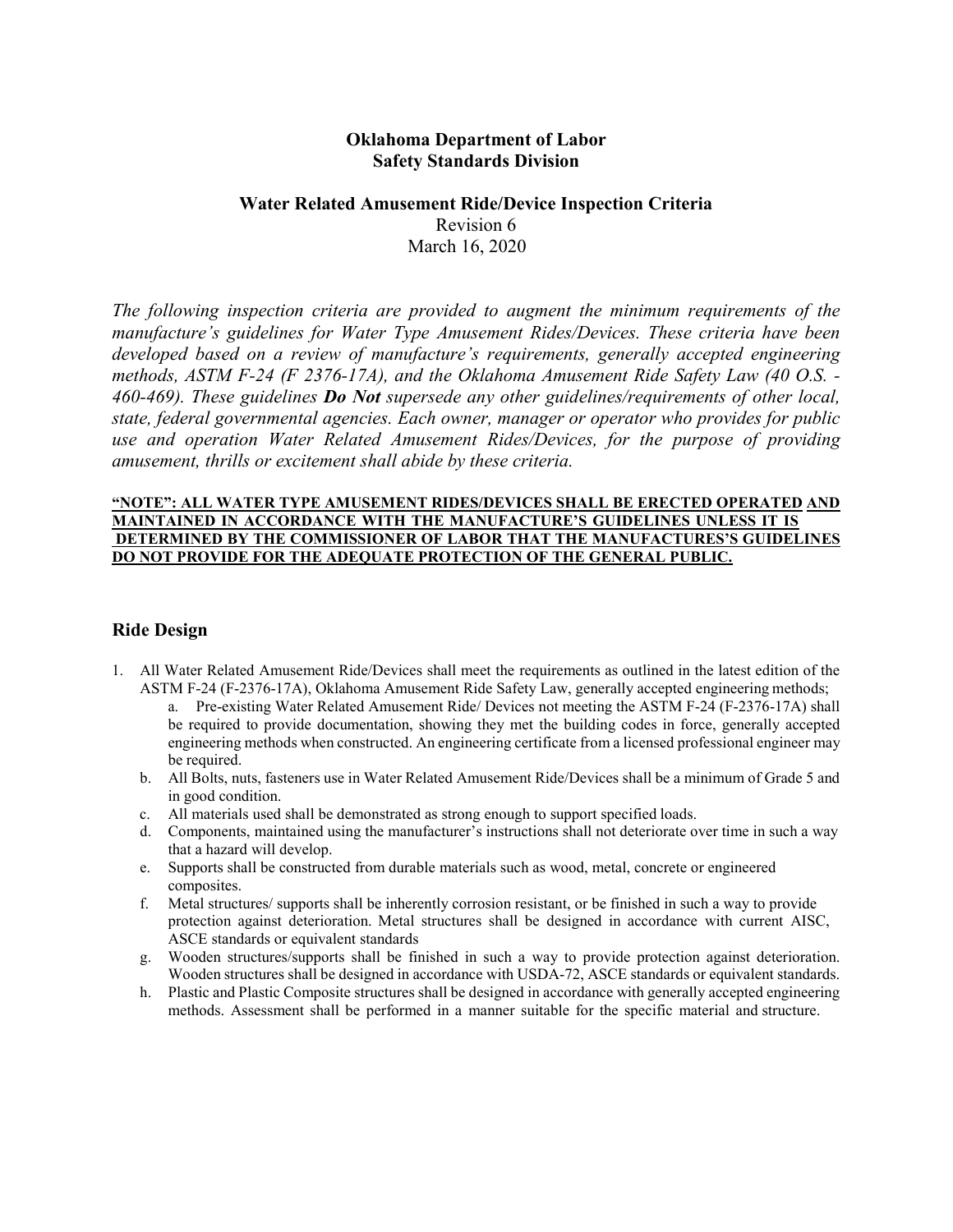**Oklahoma Department of Labor**
**Safety Standards Division**

**Water Related Amusement Ride/Device Inspection Criteria**
Revision 6
March 16, 2020

*The following inspection criteria are provided to augment the minimum requirements of the manufacture's guidelines for Water Type Amusement Rides/Devices. These criteria have been developed based on a review of manufacture's requirements, generally accepted engineering methods, ASTM F-24 (F 2376-17A), and the Oklahoma Amusement Ride Safety Law (40 O.S. - 460-469). These guidelines* ***Do Not*** *supersede any other guidelines/requirements of other local, state, federal governmental agencies. Each owner, manager or operator who provides for public use and operation Water Related Amusement Rides/Devices, for the purpose of providing amusement, thrills or excitement shall abide by these criteria.*

**"NOTE": ALL WATER TYPE AMUSEMENT RIDES/DEVICES SHALL BE ERECTED OPERATED AND MAINTAINED IN ACCORDANCE WITH THE MANUFACTURE'S GUIDELINES UNLESS IT IS DETERMINED BY THE COMMISSIONER OF LABOR THAT THE MANUFACTURES'S GUIDELINES DO NOT PROVIDE FOR THE ADEQUATE PROTECTION OF THE GENERAL PUBLIC.**

## Ride Design

1. All Water Related Amusement Ride/Devices shall meet the requirements as outlined in the latest edition of the ASTM F-24 (F-2376-17A), Oklahoma Amusement Ride Safety Law, generally accepted engineering methods;
   a. Pre-existing Water Related Amusement Ride/ Devices not meeting the ASTM F-24 (F-2376-17A) shall be required to provide documentation, showing they met the building codes in force, generally accepted engineering methods when constructed. An engineering certificate from a licensed professional engineer may be required.
   b. All Bolts, nuts, fasteners use in Water Related Amusement Ride/Devices shall be a minimum of Grade 5 and in good condition.
   c. All materials used shall be demonstrated as strong enough to support specified loads.
   d. Components, maintained using the manufacturer's instructions shall not deteriorate over time in such a way that a hazard will develop.
   e. Supports shall be constructed from durable materials such as wood, metal, concrete or engineered composites.
   f. Metal structures/ supports shall be inherently corrosion resistant, or be finished in such a way to provide protection against deterioration. Metal structures shall be designed in accordance with current AISC, ASCE standards or equivalent standards
   g. Wooden structures/supports shall be finished in such a way to provide protection against deterioration. Wooden structures shall be designed in accordance with USDA-72, ASCE standards or equivalent standards.
   h. Plastic and Plastic Composite structures shall be designed in accordance with generally accepted engineering methods. Assessment shall be performed in a manner suitable for the specific material and structure.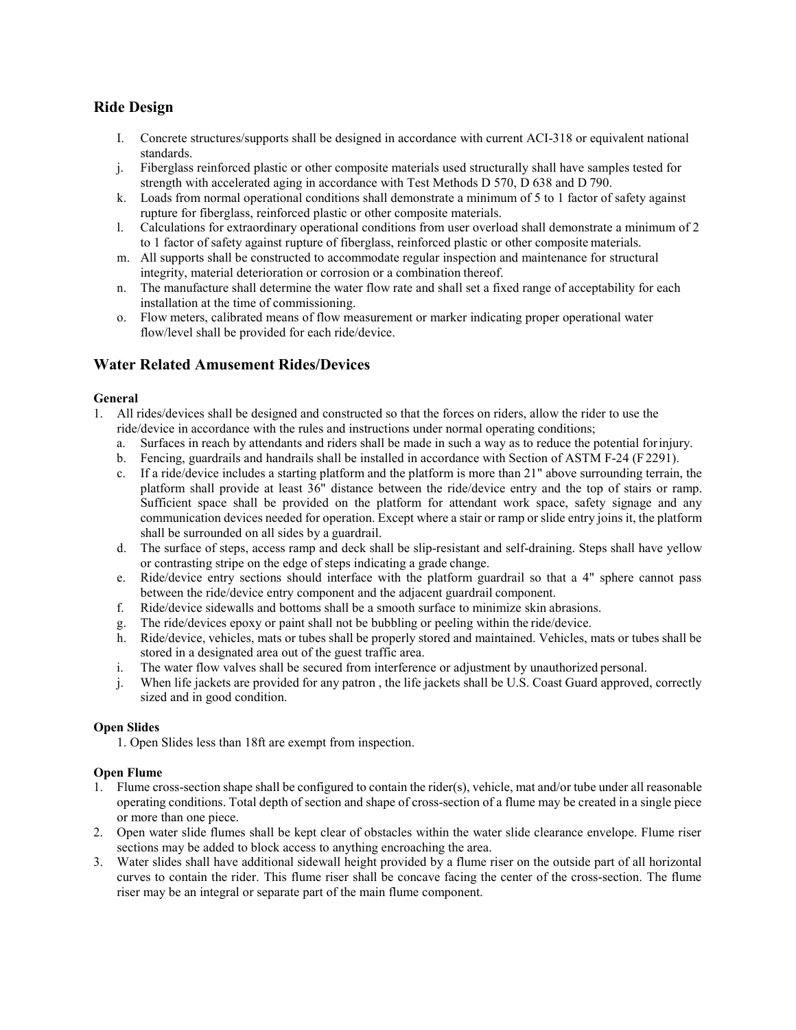## Ride Design

- I. Concrete structures/supports shall be designed in accordance with current ACI-318 or equivalent national standards.
- j. Fiberglass reinforced plastic or other composite materials used structurally shall have samples tested for strength with accelerated aging in accordance with Test Methods D 570, D 638 and D 790.
- k. Loads from normal operational conditions shall demonstrate a minimum of 5 to 1 factor of safety against rupture for fiberglass, reinforced plastic or other composite materials.
- l. Calculations for extraordinary operational conditions from user overload shall demonstrate a minimum of 2 to 1 factor of safety against rupture of fiberglass, reinforced plastic or other composite materials.
- m. All supports shall be constructed to accommodate regular inspection and maintenance for structural integrity, material deterioration or corrosion or a combination thereof.
- n. The manufacture shall determine the water flow rate and shall set a fixed range of acceptability for each installation at the time of commissioning.
- o. Flow meters, calibrated means of flow measurement or marker indicating proper operational water flow/level shall be provided for each ride/device.

## Water Related Amusement Rides/Devices

**General**

1. All rides/devices shall be designed and constructed so that the forces on riders, allow the rider to use the ride/device in accordance with the rules and instructions under normal operating conditions;
   - a. Surfaces in reach by attendants and riders shall be made in such a way as to reduce the potential for injury.
   - b. Fencing, guardrails and handrails shall be installed in accordance with Section of ASTM F-24 (F 2291).
   - c. If a ride/device includes a starting platform and the platform is more than 21" above surrounding terrain, the platform shall provide at least 36" distance between the ride/device entry and the top of stairs or ramp. Sufficient space shall be provided on the platform for attendant work space, safety signage and any communication devices needed for operation. Except where a stair or ramp or slide entry joins it, the platform shall be surrounded on all sides by a guardrail.
   - d. The surface of steps, access ramp and deck shall be slip-resistant and self-draining. Steps shall have yellow or contrasting stripe on the edge of steps indicating a grade change.
   - e. Ride/device entry sections should interface with the platform guardrail so that a 4" sphere cannot pass between the ride/device entry component and the adjacent guardrail component.
   - f. Ride/device sidewalls and bottoms shall be a smooth surface to minimize skin abrasions.
   - g. The ride/devices epoxy or paint shall not be bubbling or peeling within the ride/device.
   - h. Ride/device, vehicles, mats or tubes shall be properly stored and maintained. Vehicles, mats or tubes shall be stored in a designated area out of the guest traffic area.
   - i. The water flow valves shall be secured from interference or adjustment by unauthorized personal.
   - j. When life jackets are provided for any patron , the life jackets shall be U.S. Coast Guard approved, correctly sized and in good condition.

**Open Slides**

1. Open Slides less than 18ft are exempt from inspection.

**Open Flume**

1. Flume cross-section shape shall be configured to contain the rider(s), vehicle, mat and/or tube under all reasonable operating conditions. Total depth of section and shape of cross-section of a flume may be created in a single piece or more than one piece.
2. Open water slide flumes shall be kept clear of obstacles within the water slide clearance envelope. Flume riser sections may be added to block access to anything encroaching the area.
3. Water slides shall have additional sidewall height provided by a flume riser on the outside part of all horizontal curves to contain the rider. This flume riser shall be concave facing the center of the cross-section. The flume riser may be an integral or separate part of the main flume component.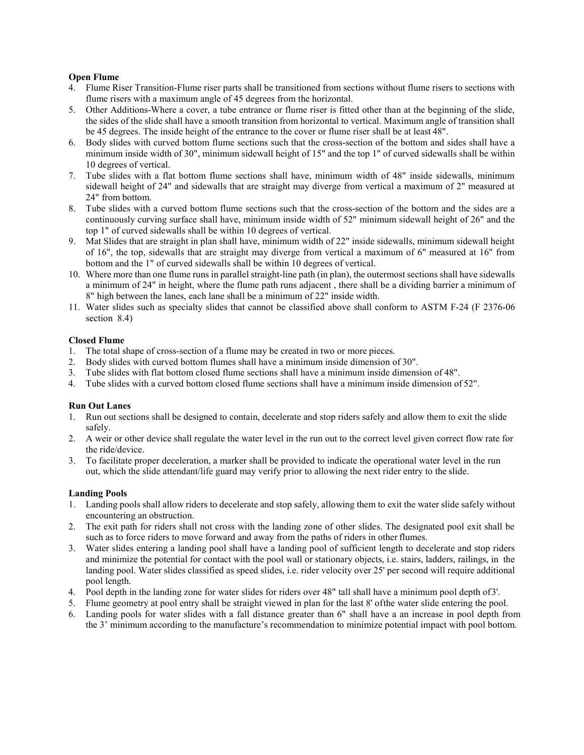**Open Flume**

4. Flume Riser Transition-Flume riser parts shall be transitioned from sections without flume risers to sections with flume risers with a maximum angle of 45 degrees from the horizontal.
5. Other Additions-Where a cover, a tube entrance or flume riser is fitted other than at the beginning of the slide, the sides of the slide shall have a smooth transition from horizontal to vertical. Maximum angle of transition shall be 45 degrees. The inside height of the entrance to the cover or flume riser shall be at least 48".
6. Body slides with curved bottom flume sections such that the cross-section of the bottom and sides shall have a minimum inside width of 30", minimum sidewall height of 15" and the top 1" of curved sidewalls shall be within 10 degrees of vertical.
7. Tube slides with a flat bottom flume sections shall have, minimum width of 48" inside sidewalls, minimum sidewall height of 24" and sidewalls that are straight may diverge from vertical a maximum of 2" measured at 24" from bottom.
8. Tube slides with a curved bottom flume sections such that the cross-section of the bottom and the sides are a continuously curving surface shall have, minimum inside width of 52" minimum sidewall height of 26" and the top 1" of curved sidewalls shall be within 10 degrees of vertical.
9. Mat Slides that are straight in plan shall have, minimum width of 22" inside sidewalls, minimum sidewall height of 16", the top, sidewalls that are straight may diverge from vertical a maximum of 6" measured at 16" from bottom and the 1" of curved sidewalls shall be within 10 degrees of vertical.
10. Where more than one flume runs in parallel straight-line path (in plan), the outermost sections shall have sidewalls a minimum of 24" in height, where the flume path runs adjacent , there shall be a dividing barrier a minimum of 8" high between the lanes, each lane shall be a minimum of 22" inside width.
11. Water slides such as specialty slides that cannot be classified above shall conform to ASTM F-24 (F 2376-06 section 8.4)

**Closed Flume**

1. The total shape of cross-section of a flume may be created in two or more pieces.
2. Body slides with curved bottom flumes shall have a minimum inside dimension of 30".
3. Tube slides with flat bottom closed flume sections shall have a minimum inside dimension of 48".
4. Tube slides with a curved bottom closed flume sections shall have a minimum inside dimension of 52".

**Run Out Lanes**

1. Run out sections shall be designed to contain, decelerate and stop riders safely and allow them to exit the slide safely.
2. A weir or other device shall regulate the water level in the run out to the correct level given correct flow rate for the ride/device.
3. To facilitate proper deceleration, a marker shall be provided to indicate the operational water level in the run out, which the slide attendant/life guard may verify prior to allowing the next rider entry to the slide.

**Landing Pools**

1. Landing pools shall allow riders to decelerate and stop safely, allowing them to exit the water slide safely without encountering an obstruction.
2. The exit path for riders shall not cross with the landing zone of other slides. The designated pool exit shall be such as to force riders to move forward and away from the paths of riders in other flumes.
3. Water slides entering a landing pool shall have a landing pool of sufficient length to decelerate and stop riders and minimize the potential for contact with the pool wall or stationary objects, i.e. stairs, ladders, railings, in the landing pool. Water slides classified as speed slides, i.e. rider velocity over 25' per second will require additional pool length.
4. Pool depth in the landing zone for water slides for riders over 48" tall shall have a minimum pool depth of 3'.
5. Flume geometry at pool entry shall be straight viewed in plan for the last 8' ofthe water slide entering the pool.
6. Landing pools for water slides with a fall distance greater than 6" shall have a an increase in pool depth from the 3' minimum according to the manufacture's recommendation to minimize potential impact with pool bottom.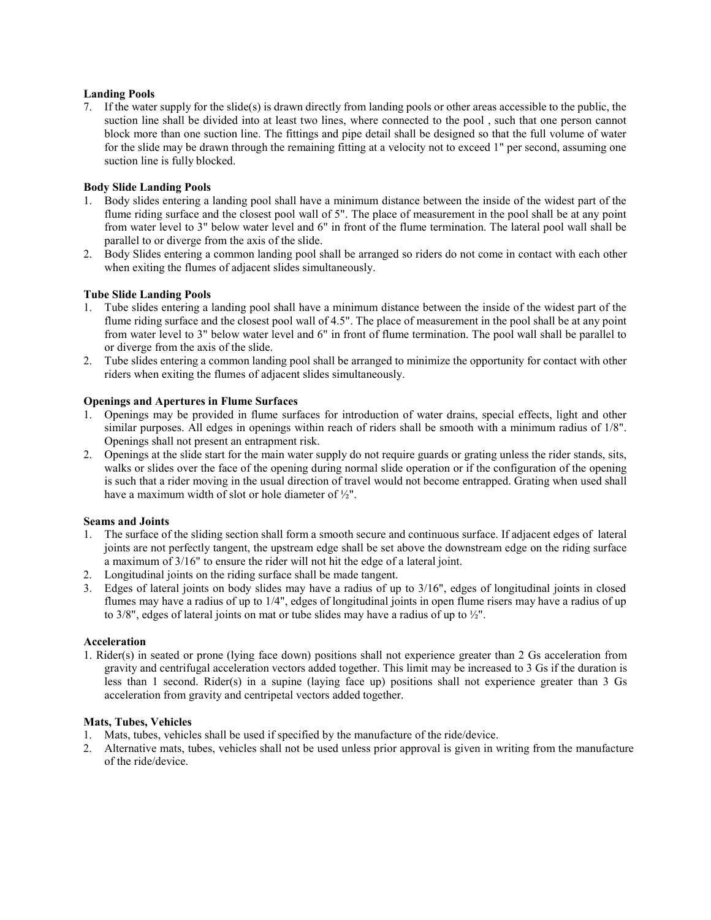**Landing Pools**

7. If the water supply for the slide(s) is drawn directly from landing pools or other areas accessible to the public, the suction line shall be divided into at least two lines, where connected to the pool , such that one person cannot block more than one suction line. The fittings and pipe detail shall be designed so that the full volume of water for the slide may be drawn through the remaining fitting at a velocity not to exceed 1" per second, assuming one suction line is fully blocked.

**Body Slide Landing Pools**

1. Body slides entering a landing pool shall have a minimum distance between the inside of the widest part of the flume riding surface and the closest pool wall of 5". The place of measurement in the pool shall be at any point from water level to 3" below water level and 6" in front of the flume termination. The lateral pool wall shall be parallel to or diverge from the axis of the slide.
2. Body Slides entering a common landing pool shall be arranged so riders do not come in contact with each other when exiting the flumes of adjacent slides simultaneously.

**Tube Slide Landing Pools**

1. Tube slides entering a landing pool shall have a minimum distance between the inside of the widest part of the flume riding surface and the closest pool wall of 4.5". The place of measurement in the pool shall be at any point from water level to 3" below water level and 6" in front of flume termination. The pool wall shall be parallel to or diverge from the axis of the slide.
2. Tube slides entering a common landing pool shall be arranged to minimize the opportunity for contact with other riders when exiting the flumes of adjacent slides simultaneously.

**Openings and Apertures in Flume Surfaces**

1. Openings may be provided in flume surfaces for introduction of water drains, special effects, light and other similar purposes. All edges in openings within reach of riders shall be smooth with a minimum radius of 1/8". Openings shall not present an entrapment risk.
2. Openings at the slide start for the main water supply do not require guards or grating unless the rider stands, sits, walks or slides over the face of the opening during normal slide operation or if the configuration of the opening is such that a rider moving in the usual direction of travel would not become entrapped. Grating when used shall have a maximum width of slot or hole diameter of ½".

**Seams and Joints**

1. The surface of the sliding section shall form a smooth secure and continuous surface. If adjacent edges of lateral joints are not perfectly tangent, the upstream edge shall be set above the downstream edge on the riding surface a maximum of 3/16" to ensure the rider will not hit the edge of a lateral joint.
2. Longitudinal joints on the riding surface shall be made tangent.
3. Edges of lateral joints on body slides may have a radius of up to 3/16", edges of longitudinal joints in closed flumes may have a radius of up to 1/4", edges of longitudinal joints in open flume risers may have a radius of up to 3/8", edges of lateral joints on mat or tube slides may have a radius of up to ½".

**Acceleration**

1. Rider(s) in seated or prone (lying face down) positions shall not experience greater than 2 Gs acceleration from gravity and centrifugal acceleration vectors added together. This limit may be increased to 3 Gs if the duration is less than 1 second. Rider(s) in a supine (laying face up) positions shall not experience greater than 3 Gs acceleration from gravity and centripetal vectors added together.

**Mats, Tubes, Vehicles**

1. Mats, tubes, vehicles shall be used if specified by the manufacture of the ride/device.
2. Alternative mats, tubes, vehicles shall not be used unless prior approval is given in writing from the manufacture of the ride/device.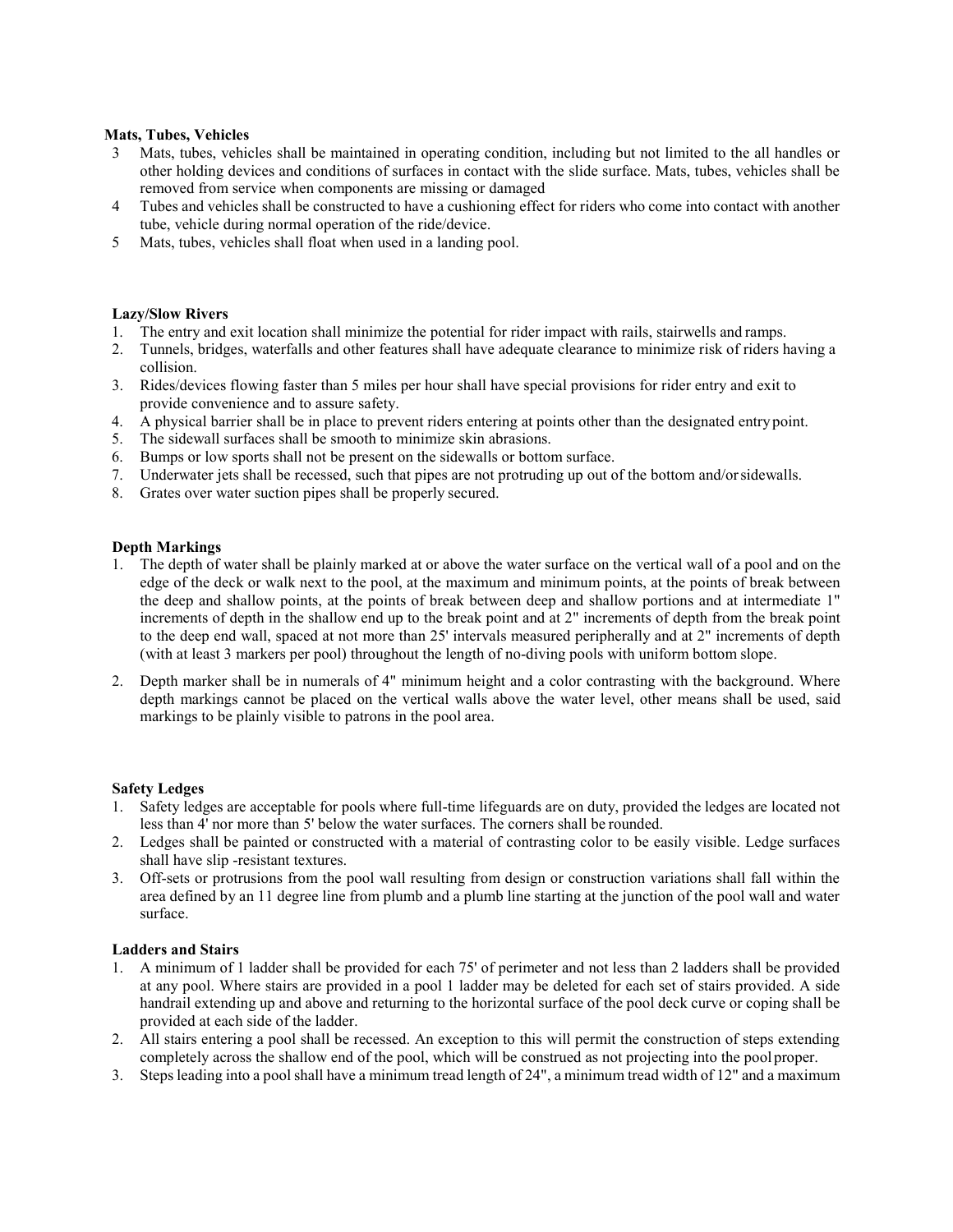**Mats, Tubes, Vehicles**

3. Mats, tubes, vehicles shall be maintained in operating condition, including but not limited to the all handles or other holding devices and conditions of surfaces in contact with the slide surface. Mats, tubes, vehicles shall be removed from service when components are missing or damaged
4. Tubes and vehicles shall be constructed to have a cushioning effect for riders who come into contact with another tube, vehicle during normal operation of the ride/device.
5. Mats, tubes, vehicles shall float when used in a landing pool.

**Lazy/Slow Rivers**

1. The entry and exit location shall minimize the potential for rider impact with rails, stairwells and ramps.
2. Tunnels, bridges, waterfalls and other features shall have adequate clearance to minimize risk of riders having a collision.
3. Rides/devices flowing faster than 5 miles per hour shall have special provisions for rider entry and exit to provide convenience and to assure safety.
4. A physical barrier shall be in place to prevent riders entering at points other than the designated entry point.
5. The sidewall surfaces shall be smooth to minimize skin abrasions.
6. Bumps or low sports shall not be present on the sidewalls or bottom surface.
7. Underwater jets shall be recessed, such that pipes are not protruding up out of the bottom and/or sidewalls.
8. Grates over water suction pipes shall be properly secured.

**Depth Markings**

1. The depth of water shall be plainly marked at or above the water surface on the vertical wall of a pool and on the edge of the deck or walk next to the pool, at the maximum and minimum points, at the points of break between the deep and shallow points, at the points of break between deep and shallow portions and at intermediate 1" increments of depth in the shallow end up to the break point and at 2" increments of depth from the break point to the deep end wall, spaced at not more than 25' intervals measured peripherally and at 2" increments of depth (with at least 3 markers per pool) throughout the length of no-diving pools with uniform bottom slope.
2. Depth marker shall be in numerals of 4" minimum height and a color contrasting with the background. Where depth markings cannot be placed on the vertical walls above the water level, other means shall be used, said markings to be plainly visible to patrons in the pool area.

**Safety Ledges**

1. Safety ledges are acceptable for pools where full-time lifeguards are on duty, provided the ledges are located not less than 4' nor more than 5' below the water surfaces. The corners shall be rounded.
2. Ledges shall be painted or constructed with a material of contrasting color to be easily visible. Ledge surfaces shall have slip -resistant textures.
3. Off-sets or protrusions from the pool wall resulting from design or construction variations shall fall within the area defined by an 11 degree line from plumb and a plumb line starting at the junction of the pool wall and water surface.

**Ladders and Stairs**

1. A minimum of 1 ladder shall be provided for each 75' of perimeter and not less than 2 ladders shall be provided at any pool. Where stairs are provided in a pool 1 ladder may be deleted for each set of stairs provided. A side handrail extending up and above and returning to the horizontal surface of the pool deck curve or coping shall be provided at each side of the ladder.
2. All stairs entering a pool shall be recessed. An exception to this will permit the construction of steps extending completely across the shallow end of the pool, which will be construed as not projecting into the pool proper.
3. Steps leading into a pool shall have a minimum tread length of 24", a minimum tread width of 12" and a maximum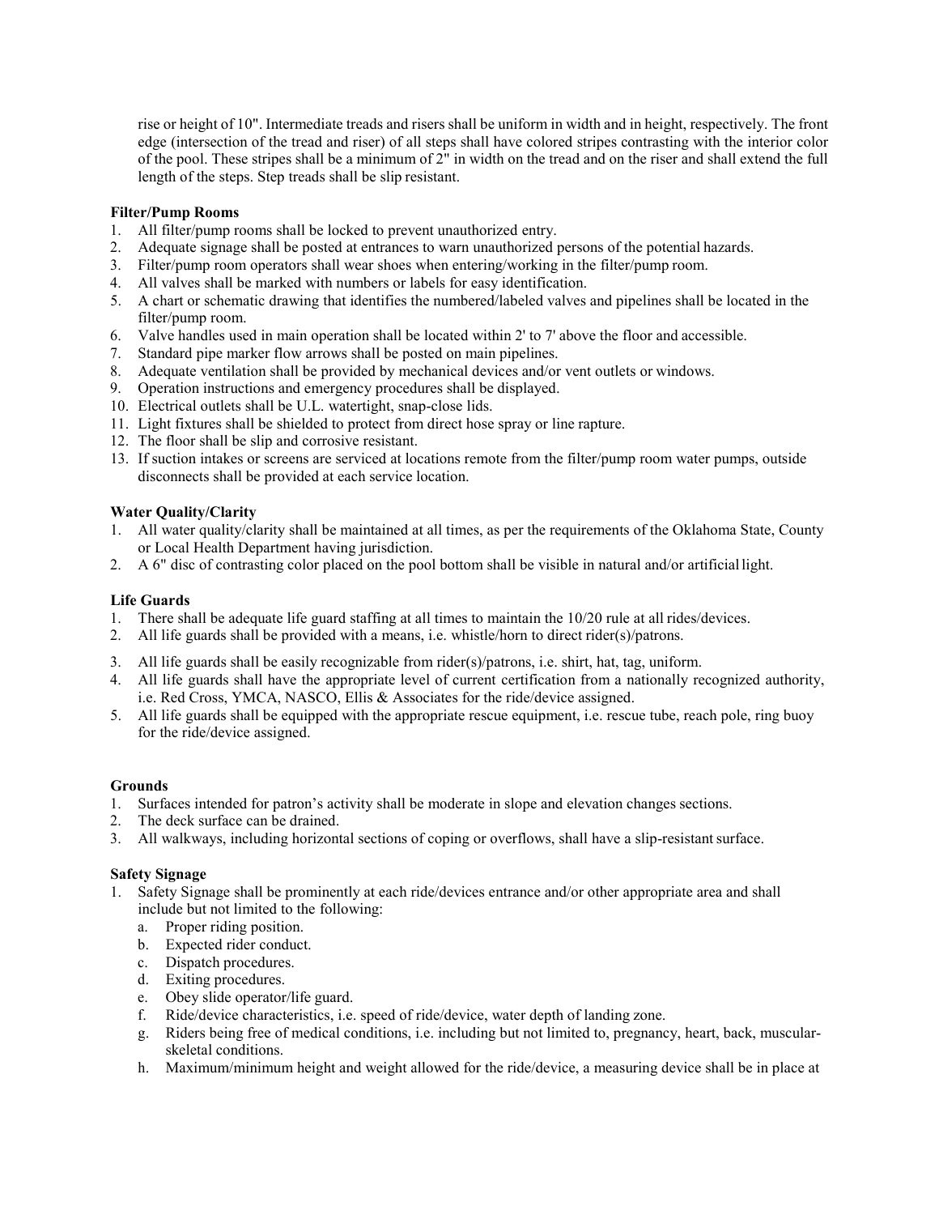rise or height of 10". Intermediate treads and risers shall be uniform in width and in height, respectively. The front edge (intersection of the tread and riser) of all steps shall have colored stripes contrasting with the interior color of the pool. These stripes shall be a minimum of 2" in width on the tread and on the riser and shall extend the full length of the steps. Step treads shall be slip resistant.

**Filter/Pump Rooms**

1. All filter/pump rooms shall be locked to prevent unauthorized entry.
2. Adequate signage shall be posted at entrances to warn unauthorized persons of the potential hazards.
3. Filter/pump room operators shall wear shoes when entering/working in the filter/pump room.
4. All valves shall be marked with numbers or labels for easy identification.
5. A chart or schematic drawing that identifies the numbered/labeled valves and pipelines shall be located in the filter/pump room.
6. Valve handles used in main operation shall be located within 2' to 7' above the floor and accessible.
7. Standard pipe marker flow arrows shall be posted on main pipelines.
8. Adequate ventilation shall be provided by mechanical devices and/or vent outlets or windows.
9. Operation instructions and emergency procedures shall be displayed.
10. Electrical outlets shall be U.L. watertight, snap-close lids.
11. Light fixtures shall be shielded to protect from direct hose spray or line rapture.
12. The floor shall be slip and corrosive resistant.
13. If suction intakes or screens are serviced at locations remote from the filter/pump room water pumps, outside disconnects shall be provided at each service location.

**Water Quality/Clarity**

1. All water quality/clarity shall be maintained at all times, as per the requirements of the Oklahoma State, County or Local Health Department having jurisdiction.
2. A 6" disc of contrasting color placed on the pool bottom shall be visible in natural and/or artificial light.

**Life Guards**

1. There shall be adequate life guard staffing at all times to maintain the 10/20 rule at all rides/devices.
2. All life guards shall be provided with a means, i.e. whistle/horn to direct rider(s)/patrons.
3. All life guards shall be easily recognizable from rider(s)/patrons, i.e. shirt, hat, tag, uniform.
4. All life guards shall have the appropriate level of current certification from a nationally recognized authority, i.e. Red Cross, YMCA, NASCO, Ellis & Associates for the ride/device assigned.
5. All life guards shall be equipped with the appropriate rescue equipment, i.e. rescue tube, reach pole, ring buoy for the ride/device assigned.

**Grounds**

1. Surfaces intended for patron's activity shall be moderate in slope and elevation changes sections.
2. The deck surface can be drained.
3. All walkways, including horizontal sections of coping or overflows, shall have a slip-resistant surface.

**Safety Signage**

1. Safety Signage shall be prominently at each ride/devices entrance and/or other appropriate area and shall include but not limited to the following:
   a. Proper riding position.
   b. Expected rider conduct.
   c. Dispatch procedures.
   d. Exiting procedures.
   e. Obey slide operator/life guard.
   f. Ride/device characteristics, i.e. speed of ride/device, water depth of landing zone.
   g. Riders being free of medical conditions, i.e. including but not limited to, pregnancy, heart, back, muscular-skeletal conditions.
   h. Maximum/minimum height and weight allowed for the ride/device, a measuring device shall be in place at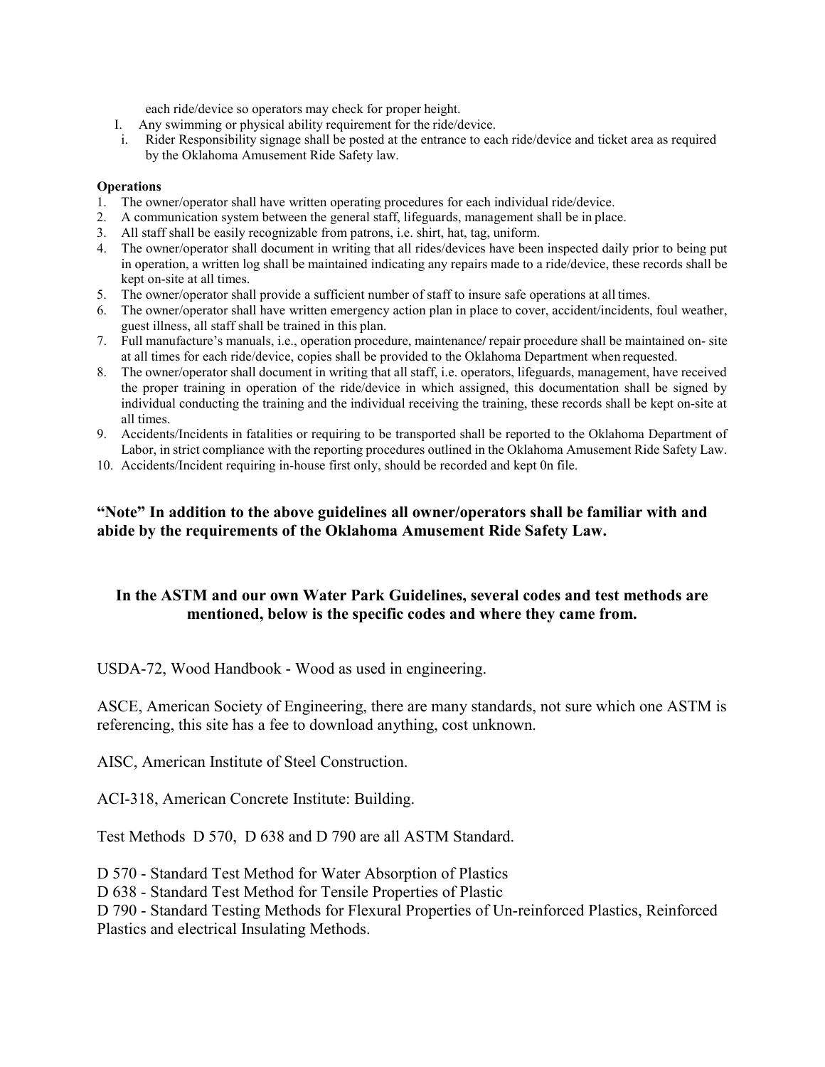each ride/device so operators may check for proper height.

I. Any swimming or physical ability requirement for the ride/device.

i. Rider Responsibility signage shall be posted at the entrance to each ride/device and ticket area as required by the Oklahoma Amusement Ride Safety law.

**Operations**

1. The owner/operator shall have written operating procedures for each individual ride/device.
2. A communication system between the general staff, lifeguards, management shall be in place.
3. All staff shall be easily recognizable from patrons, i.e. shirt, hat, tag, uniform.
4. The owner/operator shall document in writing that all rides/devices have been inspected daily prior to being put in operation, a written log shall be maintained indicating any repairs made to a ride/device, these records shall be kept on-site at all times.
5. The owner/operator shall provide a sufficient number of staff to insure safe operations at all times.
6. The owner/operator shall have written emergency action plan in place to cover, accident/incidents, foul weather, guest illness, all staff shall be trained in this plan.
7. Full manufacture's manuals, i.e., operation procedure, maintenance/ repair procedure shall be maintained on- site at all times for each ride/device, copies shall be provided to the Oklahoma Department when requested.
8. The owner/operator shall document in writing that all staff, i.e. operators, lifeguards, management, have received the proper training in operation of the ride/device in which assigned, this documentation shall be signed by individual conducting the training and the individual receiving the training, these records shall be kept on-site at all times.
9. Accidents/Incidents in fatalities or requiring to be transported shall be reported to the Oklahoma Department of Labor, in strict compliance with the reporting procedures outlined in the Oklahoma Amusement Ride Safety Law.
10. Accidents/Incident requiring in-house first only, should be recorded and kept 0n file.

**"Note" In addition to the above guidelines all owner/operators shall be familiar with and abide by the requirements of the Oklahoma Amusement Ride Safety Law.**

**In the ASTM and our own Water Park Guidelines, several codes and test methods are mentioned, below is the specific codes and where they came from.**

USDA-72, Wood Handbook - Wood as used in engineering.

ASCE, American Society of Engineering, there are many standards, not sure which one ASTM is referencing, this site has a fee to download anything, cost unknown.

AISC, American Institute of Steel Construction.

ACI-318, American Concrete Institute: Building.

Test Methods D 570, D 638 and D 790 are all ASTM Standard.

D 570 - Standard Test Method for Water Absorption of Plastics
D 638 - Standard Test Method for Tensile Properties of Plastic
D 790 - Standard Testing Methods for Flexural Properties of Un-reinforced Plastics, Reinforced Plastics and electrical Insulating Methods.